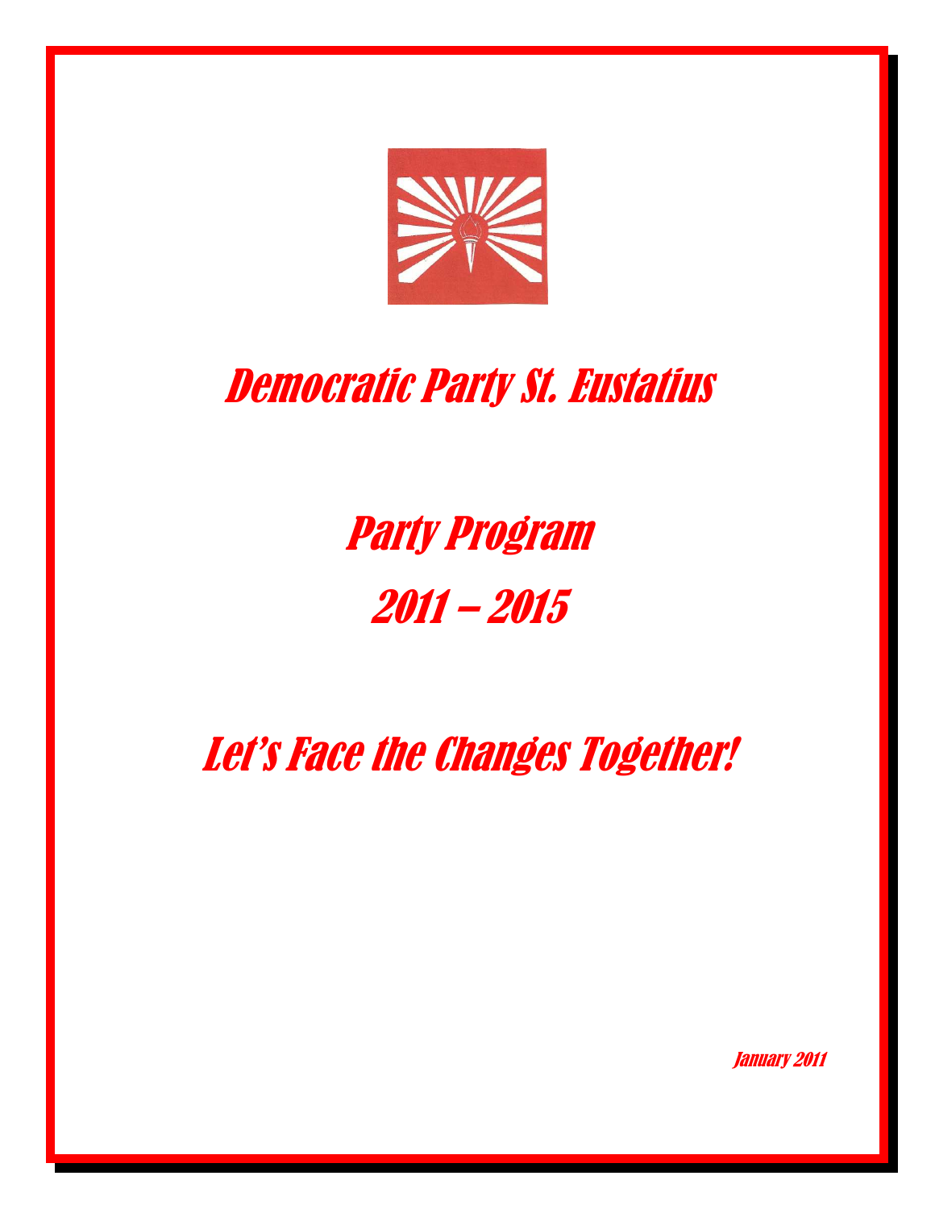# Democratic Party St. Eustatius

## Party Program

## 2011 – 2015

## Let's Face the Changes Together!

January 2011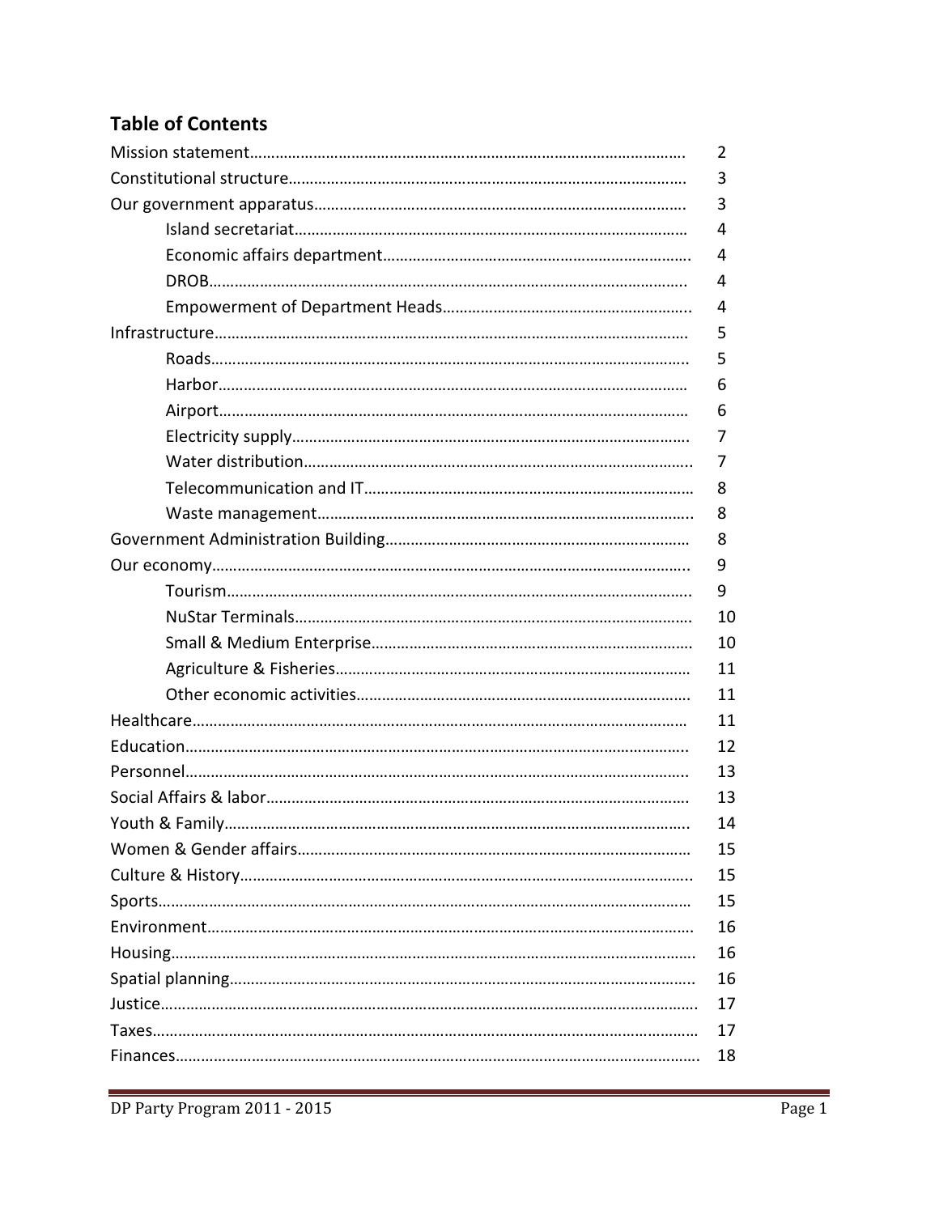## Table of Contents

| | |
|---|---|
| Mission statement | 2 |
| Constitutional structure | 3 |
| Our government apparatus | 3 |
| &nbsp;&nbsp;&nbsp;&nbsp;Island secretariat | 4 |
| &nbsp;&nbsp;&nbsp;&nbsp;Economic affairs department | 4 |
| &nbsp;&nbsp;&nbsp;&nbsp;DROB | 4 |
| &nbsp;&nbsp;&nbsp;&nbsp;Empowerment of Department Heads | 4 |
| Infrastructure | 5 |
| &nbsp;&nbsp;&nbsp;&nbsp;Roads | 5 |
| &nbsp;&nbsp;&nbsp;&nbsp;Harbor | 6 |
| &nbsp;&nbsp;&nbsp;&nbsp;Airport | 6 |
| &nbsp;&nbsp;&nbsp;&nbsp;Electricity supply | 7 |
| &nbsp;&nbsp;&nbsp;&nbsp;Water distribution | 7 |
| &nbsp;&nbsp;&nbsp;&nbsp;Telecommunication and IT | 8 |
| &nbsp;&nbsp;&nbsp;&nbsp;Waste management | 8 |
| Government Administration Building | 8 |
| Our economy | 9 |
| &nbsp;&nbsp;&nbsp;&nbsp;Tourism | 9 |
| &nbsp;&nbsp;&nbsp;&nbsp;NuStar Terminals | 10 |
| &nbsp;&nbsp;&nbsp;&nbsp;Small & Medium Enterprise | 10 |
| &nbsp;&nbsp;&nbsp;&nbsp;Agriculture & Fisheries | 11 |
| &nbsp;&nbsp;&nbsp;&nbsp;Other economic activities | 11 |
| Healthcare | 11 |
| Education | 12 |
| Personnel | 13 |
| Social Affairs & labor | 13 |
| Youth & Family | 14 |
| Women & Gender affairs | 15 |
| Culture & History | 15 |
| Sports | 15 |
| Environment | 16 |
| Housing | 16 |
| Spatial planning | 16 |
| Justice | 17 |
| Taxes | 17 |
| Finances | 18 |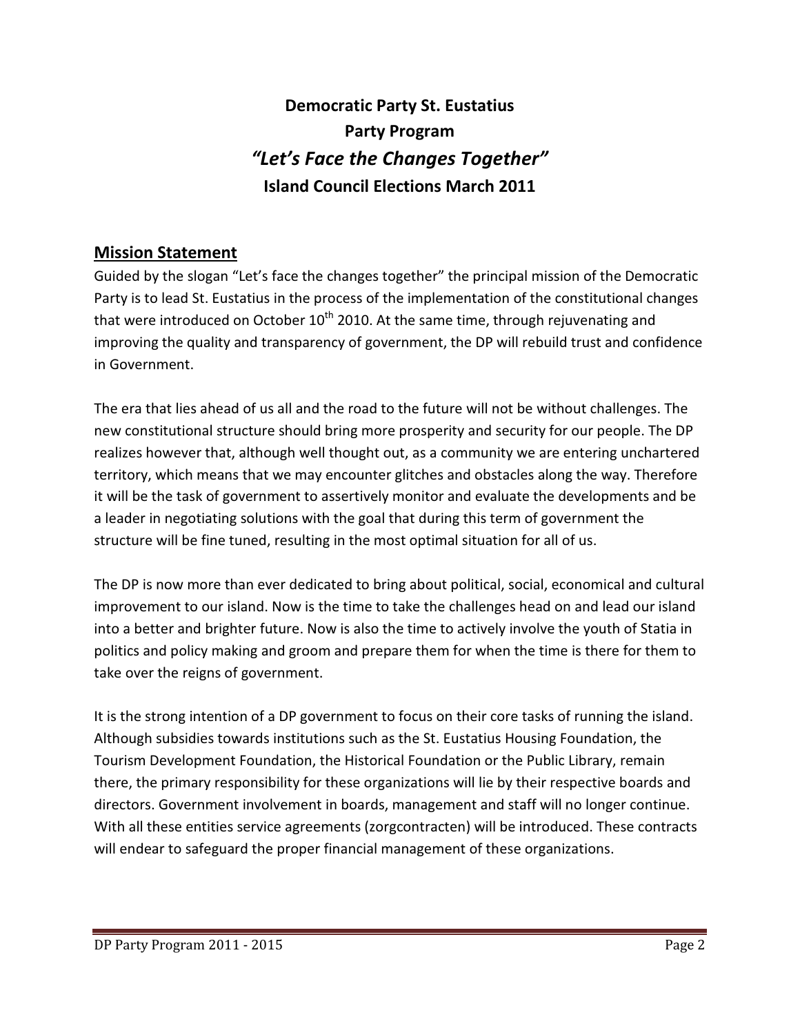# Democratic Party St. Eustatius
# Party Program
# *"Let's Face the Changes Together"*
# Island Council Elections March 2011

## Mission Statement

Guided by the slogan "Let's face the changes together" the principal mission of the Democratic Party is to lead St. Eustatius in the process of the implementation of the constitutional changes that were introduced on October 10th 2010. At the same time, through rejuvenating and improving the quality and transparency of government, the DP will rebuild trust and confidence in Government.

The era that lies ahead of us all and the road to the future will not be without challenges. The new constitutional structure should bring more prosperity and security for our people. The DP realizes however that, although well thought out, as a community we are entering unchartered territory, which means that we may encounter glitches and obstacles along the way. Therefore it will be the task of government to assertively monitor and evaluate the developments and be a leader in negotiating solutions with the goal that during this term of government the structure will be fine tuned, resulting in the most optimal situation for all of us.

The DP is now more than ever dedicated to bring about political, social, economical and cultural improvement to our island. Now is the time to take the challenges head on and lead our island into a better and brighter future. Now is also the time to actively involve the youth of Statia in politics and policy making and groom and prepare them for when the time is there for them to take over the reigns of government.

It is the strong intention of a DP government to focus on their core tasks of running the island. Although subsidies towards institutions such as the St. Eustatius Housing Foundation, the Tourism Development Foundation, the Historical Foundation or the Public Library, remain there, the primary responsibility for these organizations will lie by their respective boards and directors. Government involvement in boards, management and staff will no longer continue. With all these entities service agreements (zorgcontracten) will be introduced. These contracts will endear to safeguard the proper financial management of these organizations.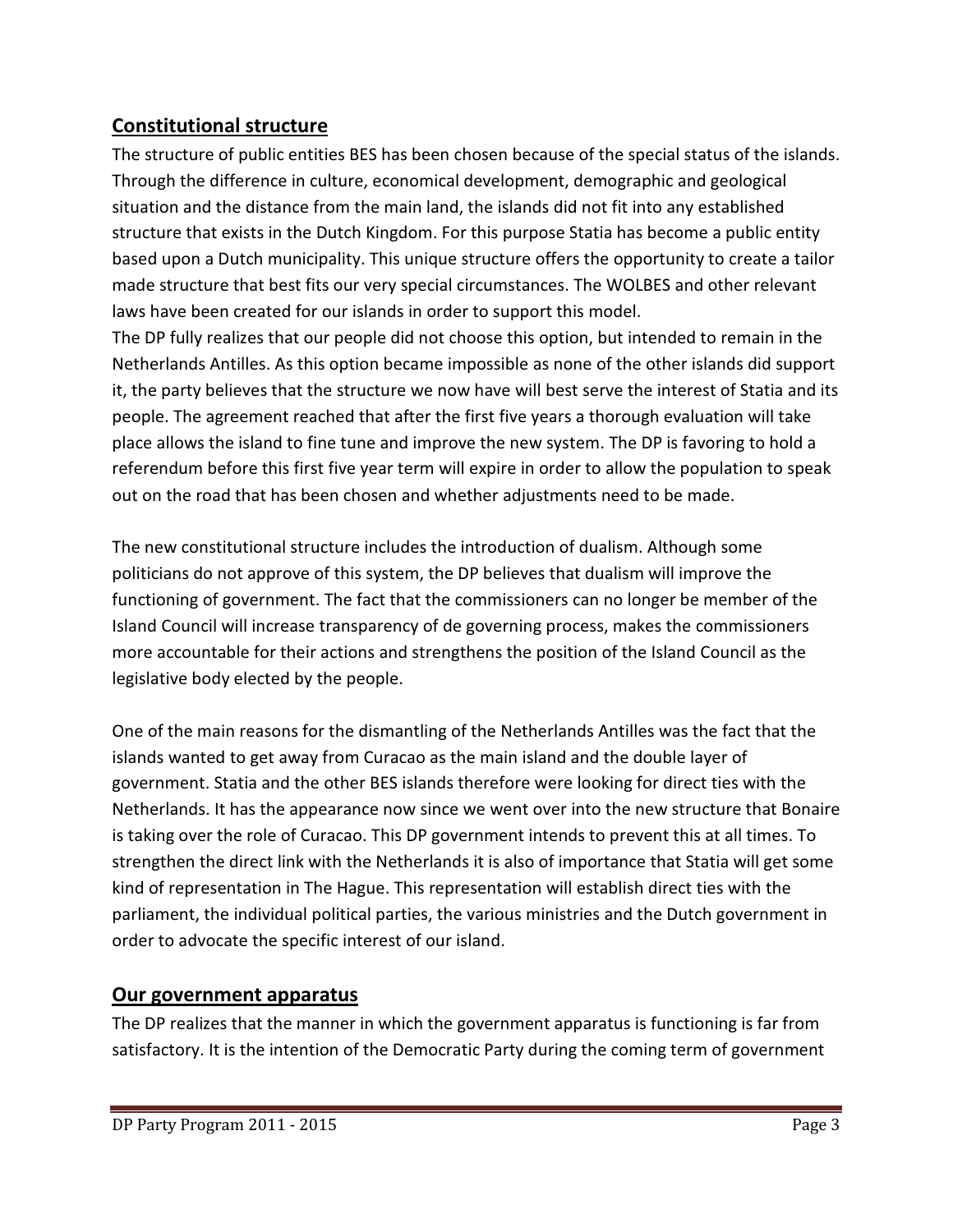## Constitutional structure

The structure of public entities BES has been chosen because of the special status of the islands. Through the difference in culture, economical development, demographic and geological situation and the distance from the main land, the islands did not fit into any established structure that exists in the Dutch Kingdom. For this purpose Statia has become a public entity based upon a Dutch municipality. This unique structure offers the opportunity to create a tailor made structure that best fits our very special circumstances. The WOLBES and other relevant laws have been created for our islands in order to support this model.

The DP fully realizes that our people did not choose this option, but intended to remain in the Netherlands Antilles. As this option became impossible as none of the other islands did support it, the party believes that the structure we now have will best serve the interest of Statia and its people. The agreement reached that after the first five years a thorough evaluation will take place allows the island to fine tune and improve the new system. The DP is favoring to hold a referendum before this first five year term will expire in order to allow the population to speak out on the road that has been chosen and whether adjustments need to be made.

The new constitutional structure includes the introduction of dualism. Although some politicians do not approve of this system, the DP believes that dualism will improve the functioning of government. The fact that the commissioners can no longer be member of the Island Council will increase transparency of de governing process, makes the commissioners more accountable for their actions and strengthens the position of the Island Council as the legislative body elected by the people.

One of the main reasons for the dismantling of the Netherlands Antilles was the fact that the islands wanted to get away from Curacao as the main island and the double layer of government. Statia and the other BES islands therefore were looking for direct ties with the Netherlands. It has the appearance now since we went over into the new structure that Bonaire is taking over the role of Curacao. This DP government intends to prevent this at all times. To strengthen the direct link with the Netherlands it is also of importance that Statia will get some kind of representation in The Hague. This representation will establish direct ties with the parliament, the individual political parties, the various ministries and the Dutch government in order to advocate the specific interest of our island.

## Our government apparatus

The DP realizes that the manner in which the government apparatus is functioning is far from satisfactory. It is the intention of the Democratic Party during the coming term of government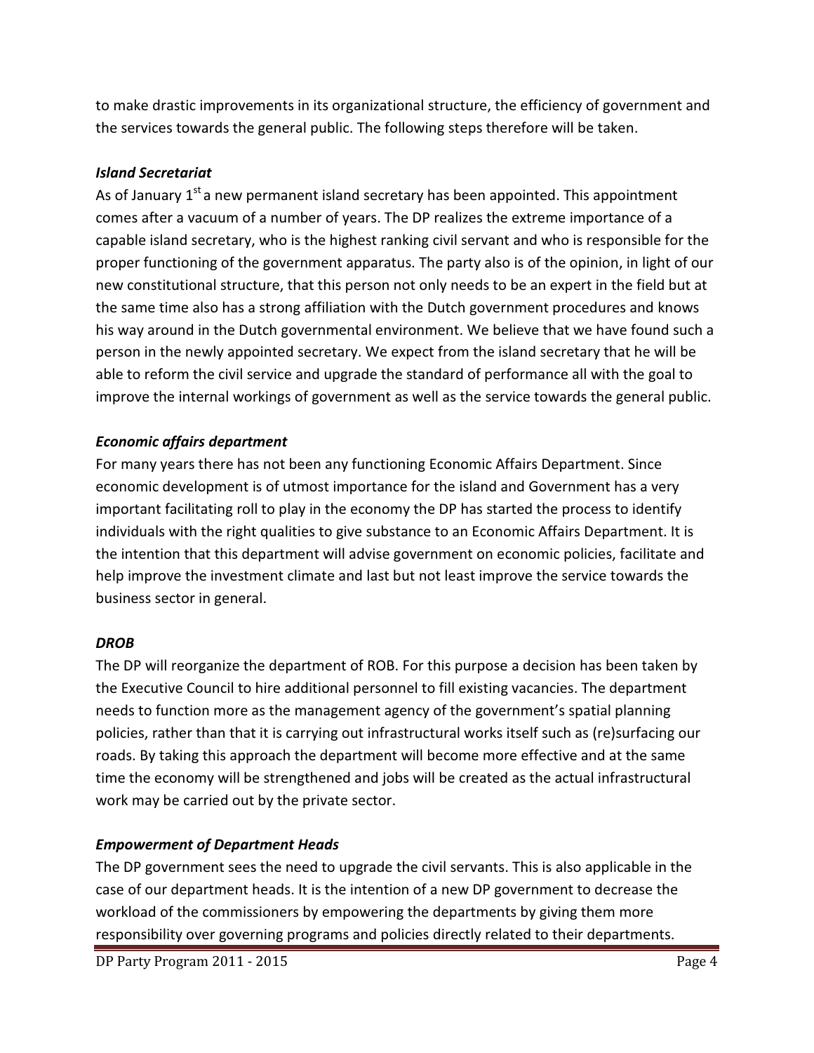to make drastic improvements in its organizational structure, the efficiency of government and the services towards the general public. The following steps therefore will be taken.

### *Island Secretariat*

As of January 1st a new permanent island secretary has been appointed. This appointment comes after a vacuum of a number of years. The DP realizes the extreme importance of a capable island secretary, who is the highest ranking civil servant and who is responsible for the proper functioning of the government apparatus. The party also is of the opinion, in light of our new constitutional structure, that this person not only needs to be an expert in the field but at the same time also has a strong affiliation with the Dutch government procedures and knows his way around in the Dutch governmental environment. We believe that we have found such a person in the newly appointed secretary. We expect from the island secretary that he will be able to reform the civil service and upgrade the standard of performance all with the goal to improve the internal workings of government as well as the service towards the general public.

### *Economic affairs department*

For many years there has not been any functioning Economic Affairs Department. Since economic development is of utmost importance for the island and Government has a very important facilitating roll to play in the economy the DP has started the process to identify individuals with the right qualities to give substance to an Economic Affairs Department. It is the intention that this department will advise government on economic policies, facilitate and help improve the investment climate and last but not least improve the service towards the business sector in general.

### *DROB*

The DP will reorganize the department of ROB. For this purpose a decision has been taken by the Executive Council to hire additional personnel to fill existing vacancies. The department needs to function more as the management agency of the government's spatial planning policies, rather than that it is carrying out infrastructural works itself such as (re)surfacing our roads. By taking this approach the department will become more effective and at the same time the economy will be strengthened and jobs will be created as the actual infrastructural work may be carried out by the private sector.

### *Empowerment of Department Heads*

The DP government sees the need to upgrade the civil servants. This is also applicable in the case of our department heads. It is the intention of a new DP government to decrease the workload of the commissioners by empowering the departments by giving them more responsibility over governing programs and policies directly related to their departments.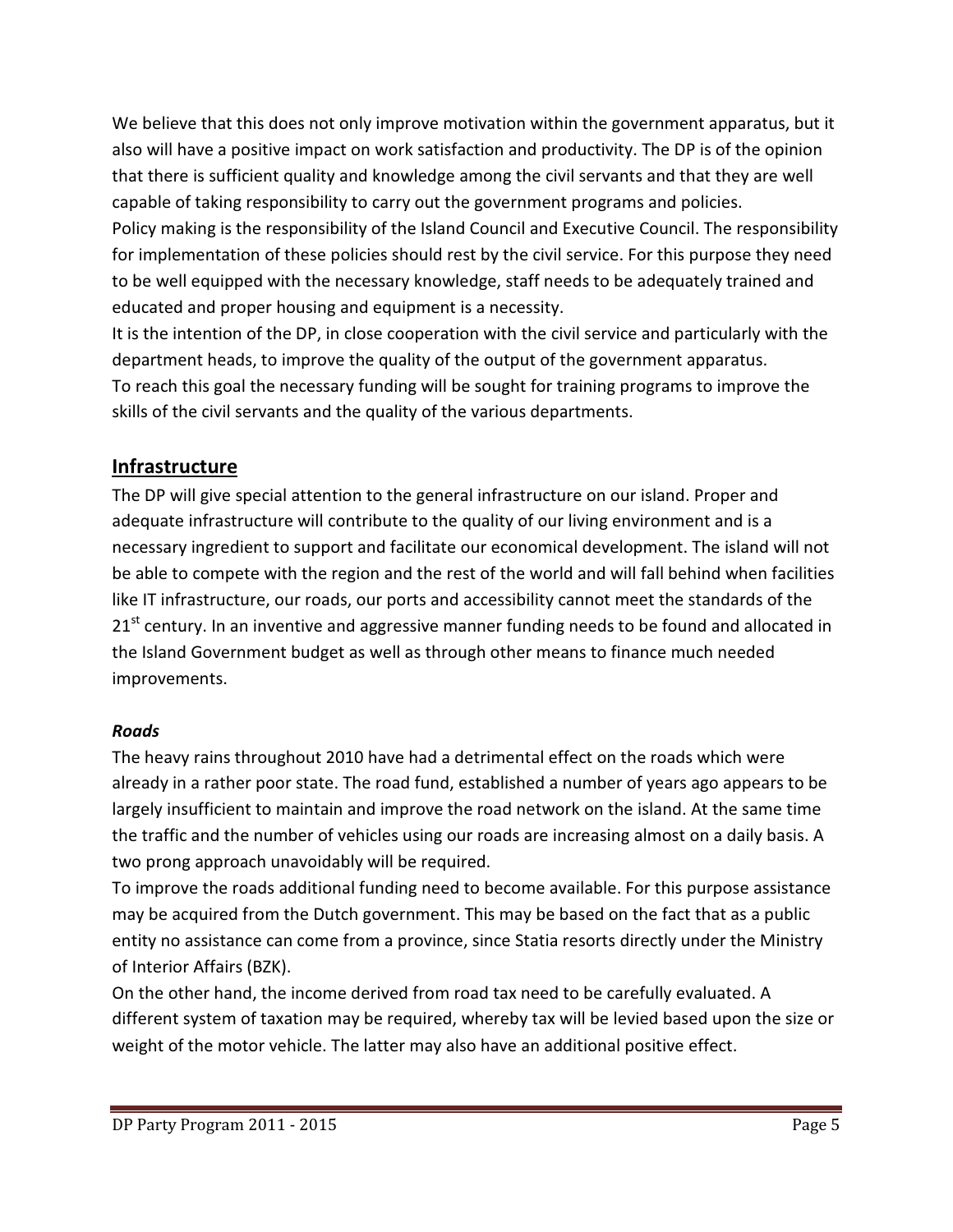We believe that this does not only improve motivation within the government apparatus, but it also will have a positive impact on work satisfaction and productivity. The DP is of the opinion that there is sufficient quality and knowledge among the civil servants and that they are well capable of taking responsibility to carry out the government programs and policies.

Policy making is the responsibility of the Island Council and Executive Council. The responsibility for implementation of these policies should rest by the civil service. For this purpose they need to be well equipped with the necessary knowledge, staff needs to be adequately trained and educated and proper housing and equipment is a necessity.

It is the intention of the DP, in close cooperation with the civil service and particularly with the department heads, to improve the quality of the output of the government apparatus.

To reach this goal the necessary funding will be sought for training programs to improve the skills of the civil servants and the quality of the various departments.

## Infrastructure

The DP will give special attention to the general infrastructure on our island. Proper and adequate infrastructure will contribute to the quality of our living environment and is a necessary ingredient to support and facilitate our economical development. The island will not be able to compete with the region and the rest of the world and will fall behind when facilities like IT infrastructure, our roads, our ports and accessibility cannot meet the standards of the 21st century. In an inventive and aggressive manner funding needs to be found and allocated in the Island Government budget as well as through other means to finance much needed improvements.

### *Roads*

The heavy rains throughout 2010 have had a detrimental effect on the roads which were already in a rather poor state. The road fund, established a number of years ago appears to be largely insufficient to maintain and improve the road network on the island. At the same time the traffic and the number of vehicles using our roads are increasing almost on a daily basis. A two prong approach unavoidably will be required.

To improve the roads additional funding need to become available. For this purpose assistance may be acquired from the Dutch government. This may be based on the fact that as a public entity no assistance can come from a province, since Statia resorts directly under the Ministry of Interior Affairs (BZK).

On the other hand, the income derived from road tax need to be carefully evaluated. A different system of taxation may be required, whereby tax will be levied based upon the size or weight of the motor vehicle. The latter may also have an additional positive effect.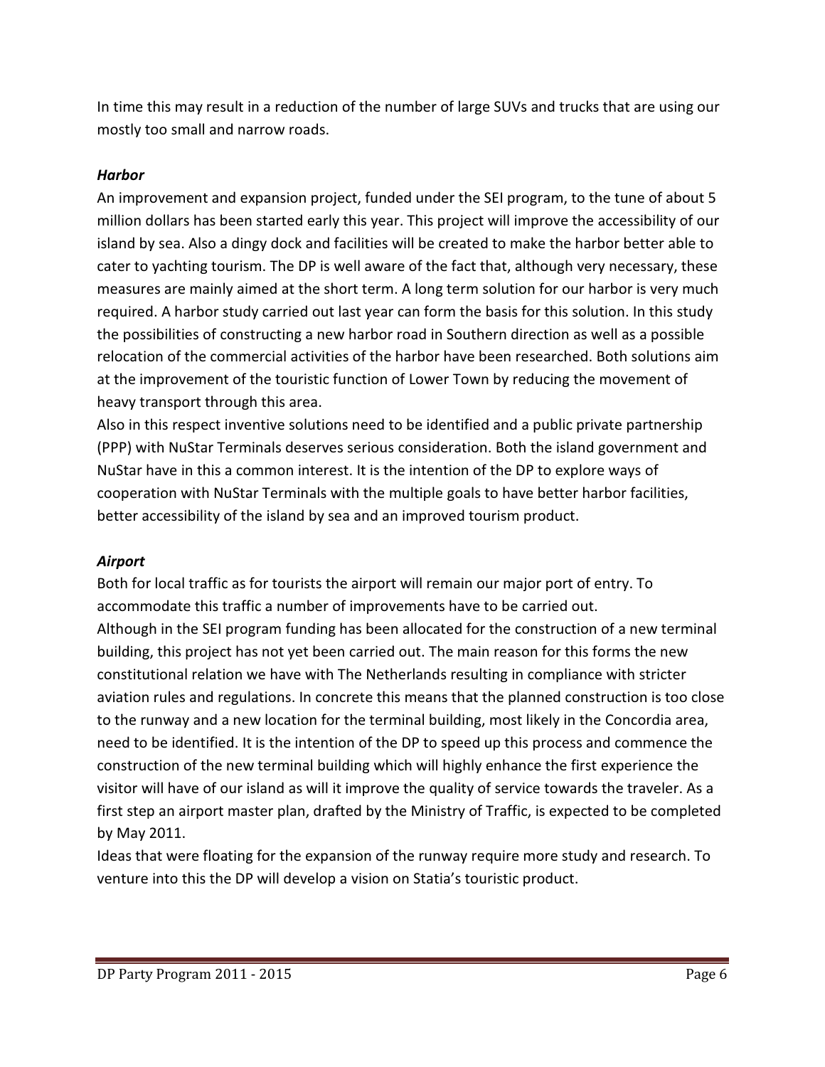In time this may result in a reduction of the number of large SUVs and trucks that are using our mostly too small and narrow roads.

***Harbor***

An improvement and expansion project, funded under the SEI program, to the tune of about 5 million dollars has been started early this year. This project will improve the accessibility of our island by sea. Also a dingy dock and facilities will be created to make the harbor better able to cater to yachting tourism. The DP is well aware of the fact that, although very necessary, these measures are mainly aimed at the short term. A long term solution for our harbor is very much required. A harbor study carried out last year can form the basis for this solution. In this study the possibilities of constructing a new harbor road in Southern direction as well as a possible relocation of the commercial activities of the harbor have been researched. Both solutions aim at the improvement of the touristic function of Lower Town by reducing the movement of heavy transport through this area.

Also in this respect inventive solutions need to be identified and a public private partnership (PPP) with NuStar Terminals deserves serious consideration. Both the island government and NuStar have in this a common interest. It is the intention of the DP to explore ways of cooperation with NuStar Terminals with the multiple goals to have better harbor facilities, better accessibility of the island by sea and an improved tourism product.

***Airport***

Both for local traffic as for tourists the airport will remain our major port of entry. To accommodate this traffic a number of improvements have to be carried out.

Although in the SEI program funding has been allocated for the construction of a new terminal building, this project has not yet been carried out. The main reason for this forms the new constitutional relation we have with The Netherlands resulting in compliance with stricter aviation rules and regulations. In concrete this means that the planned construction is too close to the runway and a new location for the terminal building, most likely in the Concordia area, need to be identified. It is the intention of the DP to speed up this process and commence the construction of the new terminal building which will highly enhance the first experience the visitor will have of our island as will it improve the quality of service towards the traveler. As a first step an airport master plan, drafted by the Ministry of Traffic, is expected to be completed by May 2011.

Ideas that were floating for the expansion of the runway require more study and research. To venture into this the DP will develop a vision on Statia's touristic product.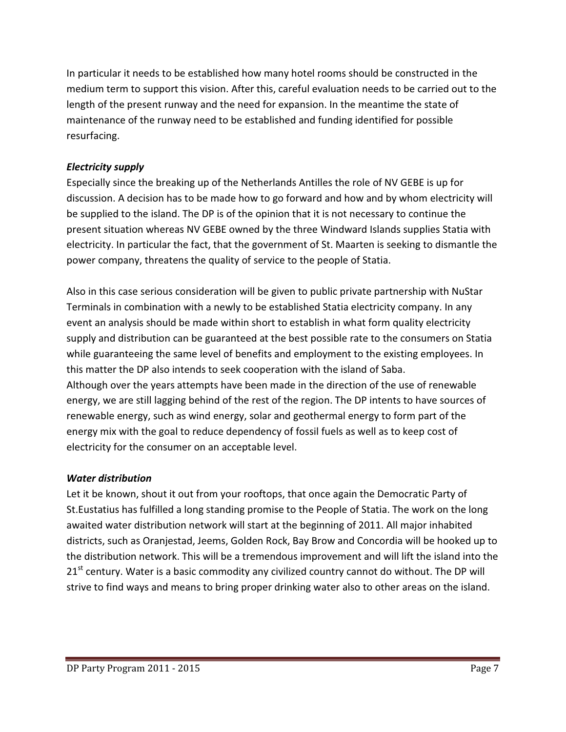In particular it needs to be established how many hotel rooms should be constructed in the medium term to support this vision. After this, careful evaluation needs to be carried out to the length of the present runway and the need for expansion. In the meantime the state of maintenance of the runway need to be established and funding identified for possible resurfacing.

***Electricity supply***

Especially since the breaking up of the Netherlands Antilles the role of NV GEBE is up for discussion. A decision has to be made how to go forward and how and by whom electricity will be supplied to the island. The DP is of the opinion that it is not necessary to continue the present situation whereas NV GEBE owned by the three Windward Islands supplies Statia with electricity. In particular the fact, that the government of St. Maarten is seeking to dismantle the power company, threatens the quality of service to the people of Statia.

Also in this case serious consideration will be given to public private partnership with NuStar Terminals in combination with a newly to be established Statia electricity company. In any event an analysis should be made within short to establish in what form quality electricity supply and distribution can be guaranteed at the best possible rate to the consumers on Statia while guaranteeing the same level of benefits and employment to the existing employees. In this matter the DP also intends to seek cooperation with the island of Saba.
Although over the years attempts have been made in the direction of the use of renewable energy, we are still lagging behind of the rest of the region. The DP intents to have sources of renewable energy, such as wind energy, solar and geothermal energy to form part of the energy mix with the goal to reduce dependency of fossil fuels as well as to keep cost of electricity for the consumer on an acceptable level.

***Water distribution***

Let it be known, shout it out from your rooftops, that once again the Democratic Party of St.Eustatius has fulfilled a long standing promise to the People of Statia. The work on the long awaited water distribution network will start at the beginning of 2011. All major inhabited districts, such as Oranjestad, Jeems, Golden Rock, Bay Brow and Concordia will be hooked up to the distribution network. This will be a tremendous improvement and will lift the island into the 21st century. Water is a basic commodity any civilized country cannot do without. The DP will strive to find ways and means to bring proper drinking water also to other areas on the island.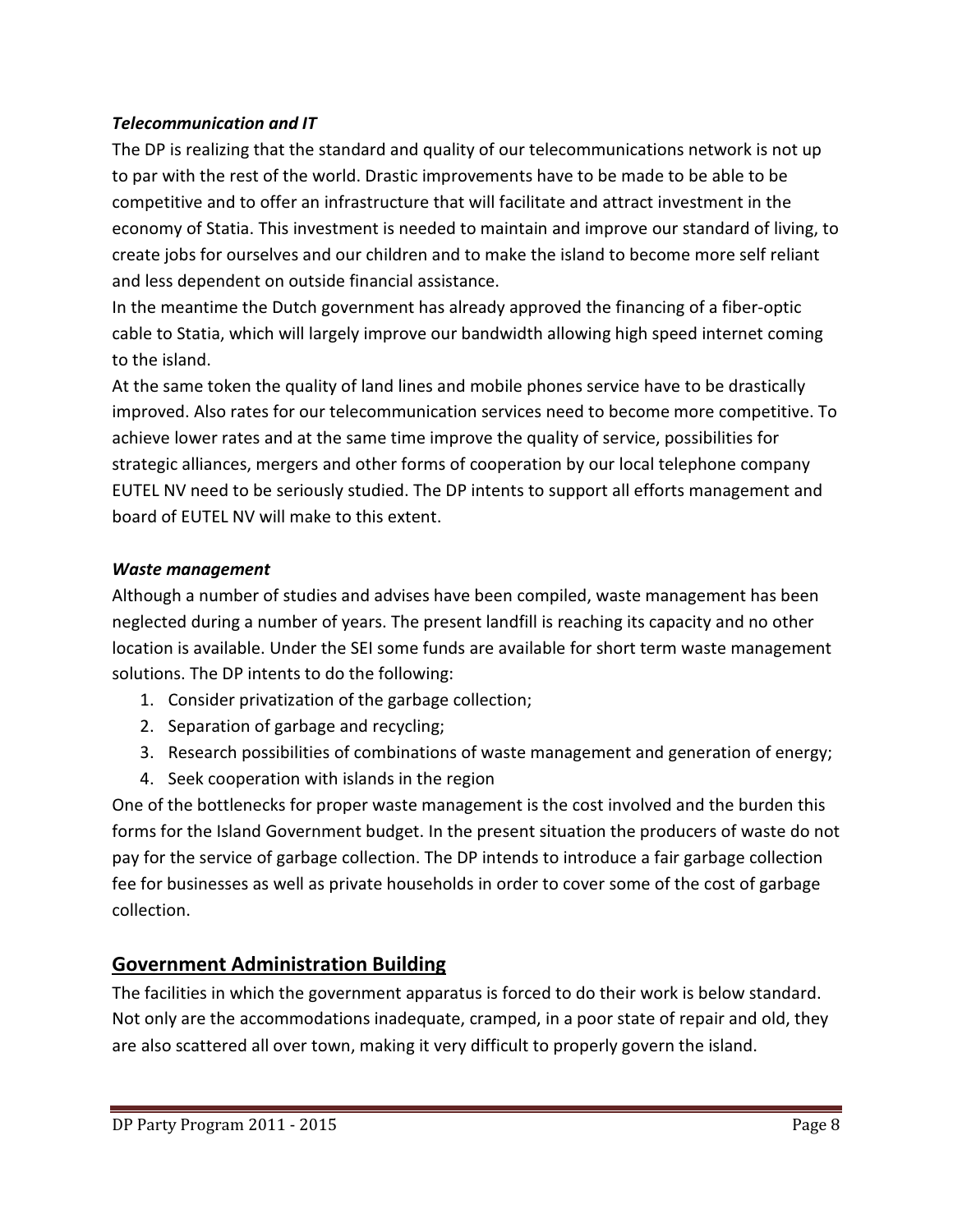***Telecommunication and IT***

The DP is realizing that the standard and quality of our telecommunications network is not up to par with the rest of the world. Drastic improvements have to be made to be able to be competitive and to offer an infrastructure that will facilitate and attract investment in the economy of Statia. This investment is needed to maintain and improve our standard of living, to create jobs for ourselves and our children and to make the island to become more self reliant and less dependent on outside financial assistance.

In the meantime the Dutch government has already approved the financing of a fiber-optic cable to Statia, which will largely improve our bandwidth allowing high speed internet coming to the island.

At the same token the quality of land lines and mobile phones service have to be drastically improved. Also rates for our telecommunication services need to become more competitive. To achieve lower rates and at the same time improve the quality of service, possibilities for strategic alliances, mergers and other forms of cooperation by our local telephone company EUTEL NV need to be seriously studied. The DP intents to support all efforts management and board of EUTEL NV will make to this extent.

***Waste management***

Although a number of studies and advises have been compiled, waste management has been neglected during a number of years. The present landfill is reaching its capacity and no other location is available. Under the SEI some funds are available for short term waste management solutions. The DP intents to do the following:

1. Consider privatization of the garbage collection;
2. Separation of garbage and recycling;
3. Research possibilities of combinations of waste management and generation of energy;
4. Seek cooperation with islands in the region

One of the bottlenecks for proper waste management is the cost involved and the burden this forms for the Island Government budget. In the present situation the producers of waste do not pay for the service of garbage collection. The DP intends to introduce a fair garbage collection fee for businesses as well as private households in order to cover some of the cost of garbage collection.

## Government Administration Building

The facilities in which the government apparatus is forced to do their work is below standard. Not only are the accommodations inadequate, cramped, in a poor state of repair and old, they are also scattered all over town, making it very difficult to properly govern the island.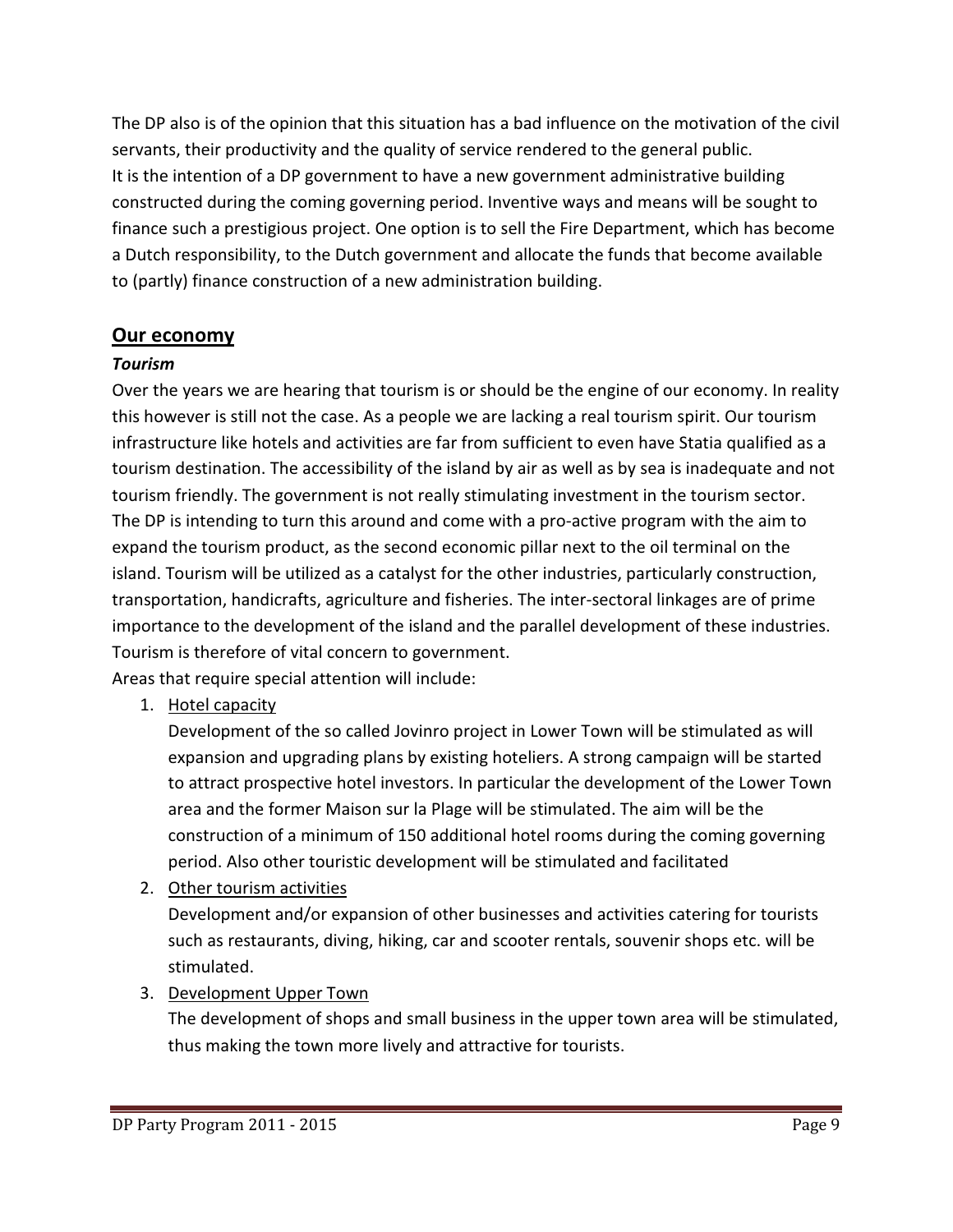The DP also is of the opinion that this situation has a bad influence on the motivation of the civil servants, their productivity and the quality of service rendered to the general public.
It is the intention of a DP government to have a new government administrative building constructed during the coming governing period. Inventive ways and means will be sought to finance such a prestigious project. One option is to sell the Fire Department, which has become a Dutch responsibility, to the Dutch government and allocate the funds that become available to (partly) finance construction of a new administration building.

## Our economy

### *Tourism*

Over the years we are hearing that tourism is or should be the engine of our economy. In reality this however is still not the case. As a people we are lacking a real tourism spirit. Our tourism infrastructure like hotels and activities are far from sufficient to even have Statia qualified as a tourism destination. The accessibility of the island by air as well as by sea is inadequate and not tourism friendly. The government is not really stimulating investment in the tourism sector.
The DP is intending to turn this around and come with a pro-active program with the aim to expand the tourism product, as the second economic pillar next to the oil terminal on the island. Tourism will be utilized as a catalyst for the other industries, particularly construction, transportation, handicrafts, agriculture and fisheries. The inter-sectoral linkages are of prime importance to the development of the island and the parallel development of these industries. Tourism is therefore of vital concern to government.
Areas that require special attention will include:

1. Hotel capacity
   Development of the so called Jovinro project in Lower Town will be stimulated as will expansion and upgrading plans by existing hoteliers. A strong campaign will be started to attract prospective hotel investors. In particular the development of the Lower Town area and the former Maison sur la Plage will be stimulated. The aim will be the construction of a minimum of 150 additional hotel rooms during the coming governing period. Also other touristic development will be stimulated and facilitated
2. Other tourism activities
   Development and/or expansion of other businesses and activities catering for tourists such as restaurants, diving, hiking, car and scooter rentals, souvenir shops etc. will be stimulated.
3. Development Upper Town
   The development of shops and small business in the upper town area will be stimulated, thus making the town more lively and attractive for tourists.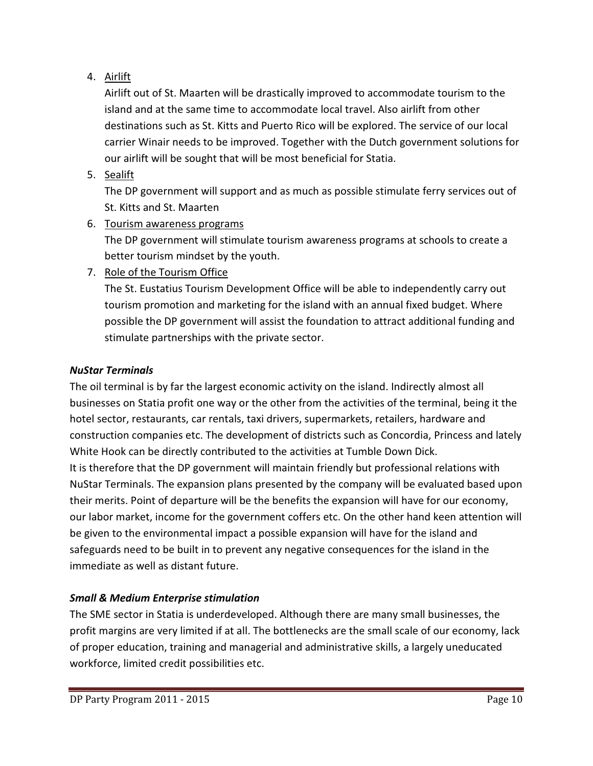4. <u>Airlift</u>

   Airlift out of St. Maarten will be drastically improved to accommodate tourism to the island and at the same time to accommodate local travel. Also airlift from other destinations such as St. Kitts and Puerto Rico will be explored. The service of our local carrier Winair needs to be improved. Together with the Dutch government solutions for our airlift will be sought that will be most beneficial for Statia.

5. <u>Sealift</u>

   The DP government will support and as much as possible stimulate ferry services out of St. Kitts and St. Maarten

6. <u>Tourism awareness programs</u>

   The DP government will stimulate tourism awareness programs at schools to create a better tourism mindset by the youth.

7. <u>Role of the Tourism Office</u>

   The St. Eustatius Tourism Development Office will be able to independently carry out tourism promotion and marketing for the island with an annual fixed budget. Where possible the DP government will assist the foundation to attract additional funding and stimulate partnerships with the private sector.

***NuStar Terminals***

The oil terminal is by far the largest economic activity on the island. Indirectly almost all businesses on Statia profit one way or the other from the activities of the terminal, being it the hotel sector, restaurants, car rentals, taxi drivers, supermarkets, retailers, hardware and construction companies etc. The development of districts such as Concordia, Princess and lately White Hook can be directly contributed to the activities at Tumble Down Dick.

It is therefore that the DP government will maintain friendly but professional relations with NuStar Terminals. The expansion plans presented by the company will be evaluated based upon their merits. Point of departure will be the benefits the expansion will have for our economy, our labor market, income for the government coffers etc. On the other hand keen attention will be given to the environmental impact a possible expansion will have for the island and safeguards need to be built in to prevent any negative consequences for the island in the immediate as well as distant future.

***Small & Medium Enterprise stimulation***

The SME sector in Statia is underdeveloped. Although there are many small businesses, the profit margins are very limited if at all. The bottlenecks are the small scale of our economy, lack of proper education, training and managerial and administrative skills, a largely uneducated workforce, limited credit possibilities etc.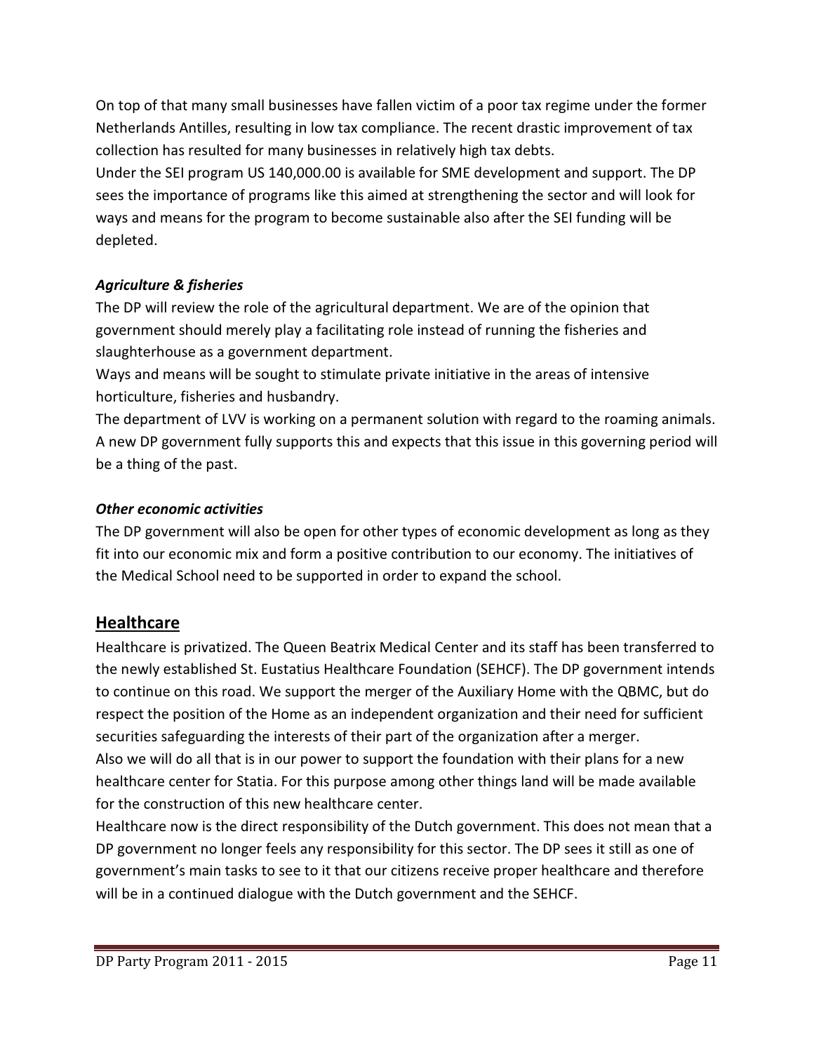On top of that many small businesses have fallen victim of a poor tax regime under the former Netherlands Antilles, resulting in low tax compliance. The recent drastic improvement of tax collection has resulted for many businesses in relatively high tax debts.
Under the SEI program US 140,000.00 is available for SME development and support. The DP sees the importance of programs like this aimed at strengthening the sector and will look for ways and means for the program to become sustainable also after the SEI funding will be depleted.

### *Agriculture & fisheries*

The DP will review the role of the agricultural department. We are of the opinion that government should merely play a facilitating role instead of running the fisheries and slaughterhouse as a government department.
Ways and means will be sought to stimulate private initiative in the areas of intensive horticulture, fisheries and husbandry.
The department of LVV is working on a permanent solution with regard to the roaming animals. A new DP government fully supports this and expects that this issue in this governing period will be a thing of the past.

### *Other economic activities*

The DP government will also be open for other types of economic development as long as they fit into our economic mix and form a positive contribution to our economy. The initiatives of the Medical School need to be supported in order to expand the school.

## Healthcare

Healthcare is privatized. The Queen Beatrix Medical Center and its staff has been transferred to the newly established St. Eustatius Healthcare Foundation (SEHCF). The DP government intends to continue on this road. We support the merger of the Auxiliary Home with the QBMC, but do respect the position of the Home as an independent organization and their need for sufficient securities safeguarding the interests of their part of the organization after a merger.
Also we will do all that is in our power to support the foundation with their plans for a new healthcare center for Statia. For this purpose among other things land will be made available for the construction of this new healthcare center.
Healthcare now is the direct responsibility of the Dutch government. This does not mean that a DP government no longer feels any responsibility for this sector. The DP sees it still as one of government's main tasks to see to it that our citizens receive proper healthcare and therefore will be in a continued dialogue with the Dutch government and the SEHCF.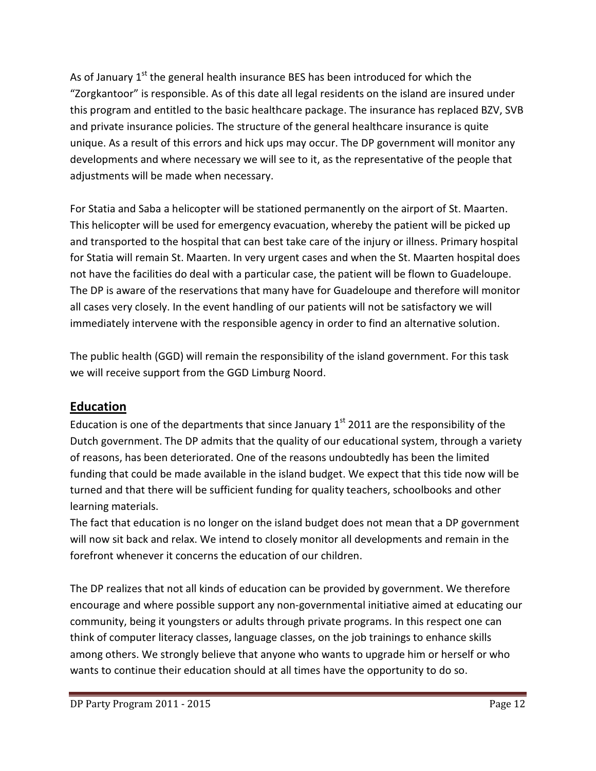As of January 1st the general health insurance BES has been introduced for which the "Zorgkantoor" is responsible. As of this date all legal residents on the island are insured under this program and entitled to the basic healthcare package. The insurance has replaced BZV, SVB and private insurance policies. The structure of the general healthcare insurance is quite unique. As a result of this errors and hick ups may occur. The DP government will monitor any developments and where necessary we will see to it, as the representative of the people that adjustments will be made when necessary.

For Statia and Saba a helicopter will be stationed permanently on the airport of St. Maarten. This helicopter will be used for emergency evacuation, whereby the patient will be picked up and transported to the hospital that can best take care of the injury or illness. Primary hospital for Statia will remain St. Maarten. In very urgent cases and when the St. Maarten hospital does not have the facilities do deal with a particular case, the patient will be flown to Guadeloupe. The DP is aware of the reservations that many have for Guadeloupe and therefore will monitor all cases very closely. In the event handling of our patients will not be satisfactory we will immediately intervene with the responsible agency in order to find an alternative solution.

The public health (GGD) will remain the responsibility of the island government. For this task we will receive support from the GGD Limburg Noord.

## Education

Education is one of the departments that since January 1st 2011 are the responsibility of the Dutch government. The DP admits that the quality of our educational system, through a variety of reasons, has been deteriorated. One of the reasons undoubtedly has been the limited funding that could be made available in the island budget. We expect that this tide now will be turned and that there will be sufficient funding for quality teachers, schoolbooks and other learning materials.

The fact that education is no longer on the island budget does not mean that a DP government will now sit back and relax. We intend to closely monitor all developments and remain in the forefront whenever it concerns the education of our children.

The DP realizes that not all kinds of education can be provided by government. We therefore encourage and where possible support any non-governmental initiative aimed at educating our community, being it youngsters or adults through private programs. In this respect one can think of computer literacy classes, language classes, on the job trainings to enhance skills among others. We strongly believe that anyone who wants to upgrade him or herself or who wants to continue their education should at all times have the opportunity to do so.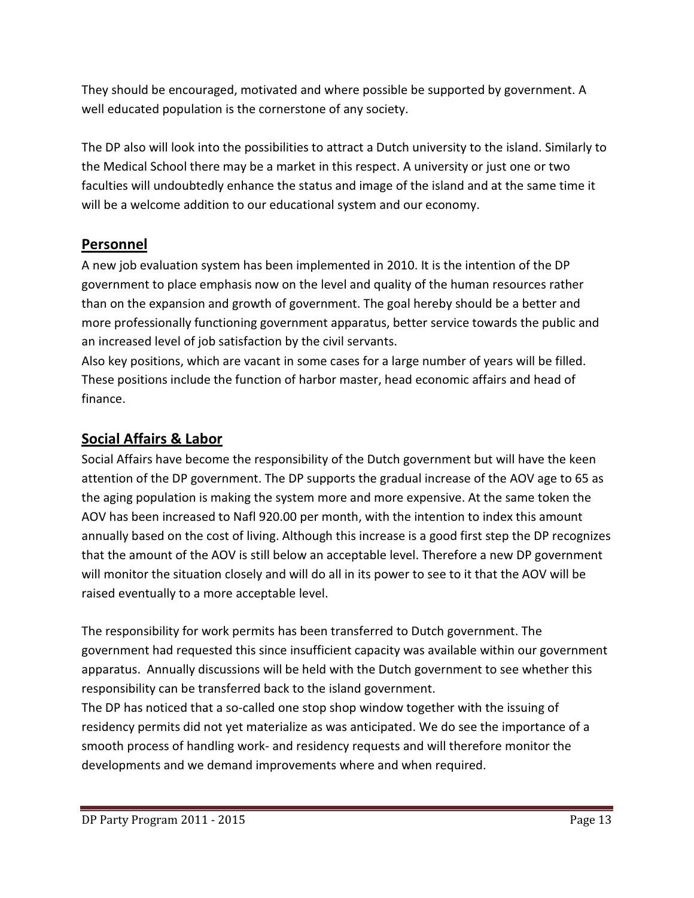They should be encouraged, motivated and where possible be supported by government. A well educated population is the cornerstone of any society.

The DP also will look into the possibilities to attract a Dutch university to the island. Similarly to the Medical School there may be a market in this respect. A university or just one or two faculties will undoubtedly enhance the status and image of the island and at the same time it will be a welcome addition to our educational system and our economy.

## Personnel

A new job evaluation system has been implemented in 2010. It is the intention of the DP government to place emphasis now on the level and quality of the human resources rather than on the expansion and growth of government. The goal hereby should be a better and more professionally functioning government apparatus, better service towards the public and an increased level of job satisfaction by the civil servants.

Also key positions, which are vacant in some cases for a large number of years will be filled. These positions include the function of harbor master, head economic affairs and head of finance.

## Social Affairs & Labor

Social Affairs have become the responsibility of the Dutch government but will have the keen attention of the DP government. The DP supports the gradual increase of the AOV age to 65 as the aging population is making the system more and more expensive. At the same token the AOV has been increased to Nafl 920.00 per month, with the intention to index this amount annually based on the cost of living. Although this increase is a good first step the DP recognizes that the amount of the AOV is still below an acceptable level. Therefore a new DP government will monitor the situation closely and will do all in its power to see to it that the AOV will be raised eventually to a more acceptable level.

The responsibility for work permits has been transferred to Dutch government. The government had requested this since insufficient capacity was available within our government apparatus. Annually discussions will be held with the Dutch government to see whether this responsibility can be transferred back to the island government.

The DP has noticed that a so-called one stop shop window together with the issuing of residency permits did not yet materialize as was anticipated. We do see the importance of a smooth process of handling work- and residency requests and will therefore monitor the developments and we demand improvements where and when required.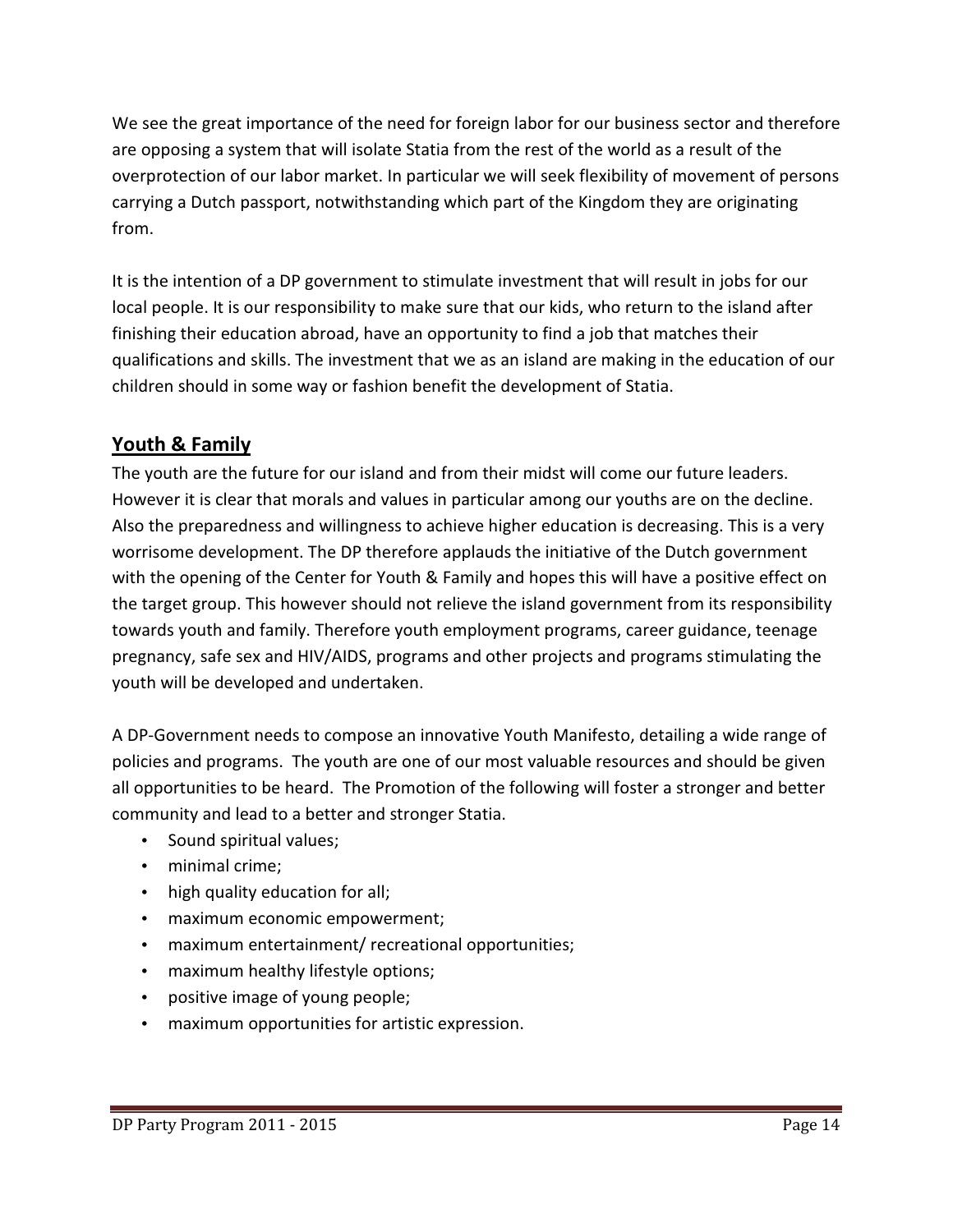We see the great importance of the need for foreign labor for our business sector and therefore are opposing a system that will isolate Statia from the rest of the world as a result of the overprotection of our labor market. In particular we will seek flexibility of movement of persons carrying a Dutch passport, notwithstanding which part of the Kingdom they are originating from.

It is the intention of a DP government to stimulate investment that will result in jobs for our local people. It is our responsibility to make sure that our kids, who return to the island after finishing their education abroad, have an opportunity to find a job that matches their qualifications and skills. The investment that we as an island are making in the education of our children should in some way or fashion benefit the development of Statia.

## Youth & Family

The youth are the future for our island and from their midst will come our future leaders. However it is clear that morals and values in particular among our youths are on the decline. Also the preparedness and willingness to achieve higher education is decreasing. This is a very worrisome development. The DP therefore applauds the initiative of the Dutch government with the opening of the Center for Youth & Family and hopes this will have a positive effect on the target group. This however should not relieve the island government from its responsibility towards youth and family. Therefore youth employment programs, career guidance, teenage pregnancy, safe sex and HIV/AIDS, programs and other projects and programs stimulating the youth will be developed and undertaken.

A DP-Government needs to compose an innovative Youth Manifesto, detailing a wide range of policies and programs. The youth are one of our most valuable resources and should be given all opportunities to be heard. The Promotion of the following will foster a stronger and better community and lead to a better and stronger Statia.

- Sound spiritual values;
- minimal crime;
- high quality education for all;
- maximum economic empowerment;
- maximum entertainment/ recreational opportunities;
- maximum healthy lifestyle options;
- positive image of young people;
- maximum opportunities for artistic expression.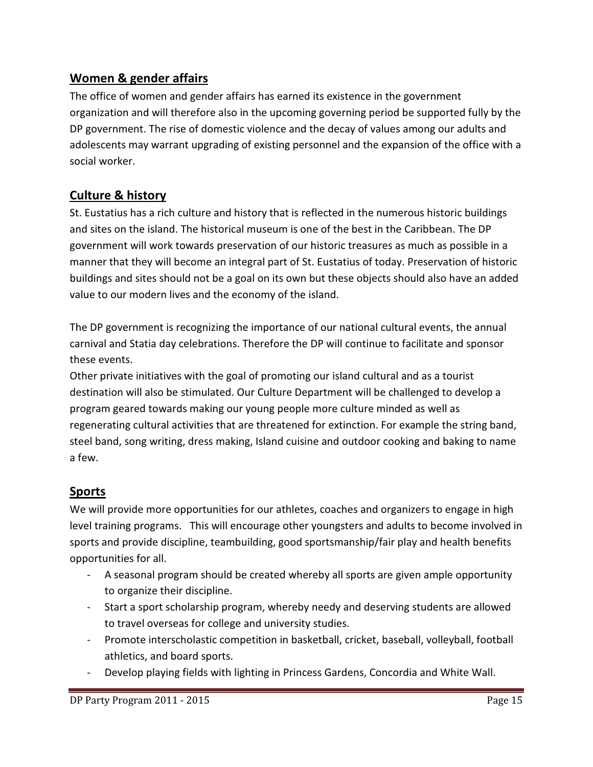## Women & gender affairs

The office of women and gender affairs has earned its existence in the government organization and will therefore also in the upcoming governing period be supported fully by the DP government. The rise of domestic violence and the decay of values among our adults and adolescents may warrant upgrading of existing personnel and the expansion of the office with a social worker.

## Culture & history

St. Eustatius has a rich culture and history that is reflected in the numerous historic buildings and sites on the island. The historical museum is one of the best in the Caribbean. The DP government will work towards preservation of our historic treasures as much as possible in a manner that they will become an integral part of St. Eustatius of today. Preservation of historic buildings and sites should not be a goal on its own but these objects should also have an added value to our modern lives and the economy of the island.

The DP government is recognizing the importance of our national cultural events, the annual carnival and Statia day celebrations. Therefore the DP will continue to facilitate and sponsor these events.

Other private initiatives with the goal of promoting our island cultural and as a tourist destination will also be stimulated. Our Culture Department will be challenged to develop a program geared towards making our young people more culture minded as well as regenerating cultural activities that are threatened for extinction. For example the string band, steel band, song writing, dress making, Island cuisine and outdoor cooking and baking to name a few.

## Sports

We will provide more opportunities for our athletes, coaches and organizers to engage in high level training programs. This will encourage other youngsters and adults to become involved in sports and provide discipline, teambuilding, good sportsmanship/fair play and health benefits opportunities for all.

- A seasonal program should be created whereby all sports are given ample opportunity to organize their discipline.
- Start a sport scholarship program, whereby needy and deserving students are allowed to travel overseas for college and university studies.
- Promote interscholastic competition in basketball, cricket, baseball, volleyball, football athletics, and board sports.
- Develop playing fields with lighting in Princess Gardens, Concordia and White Wall.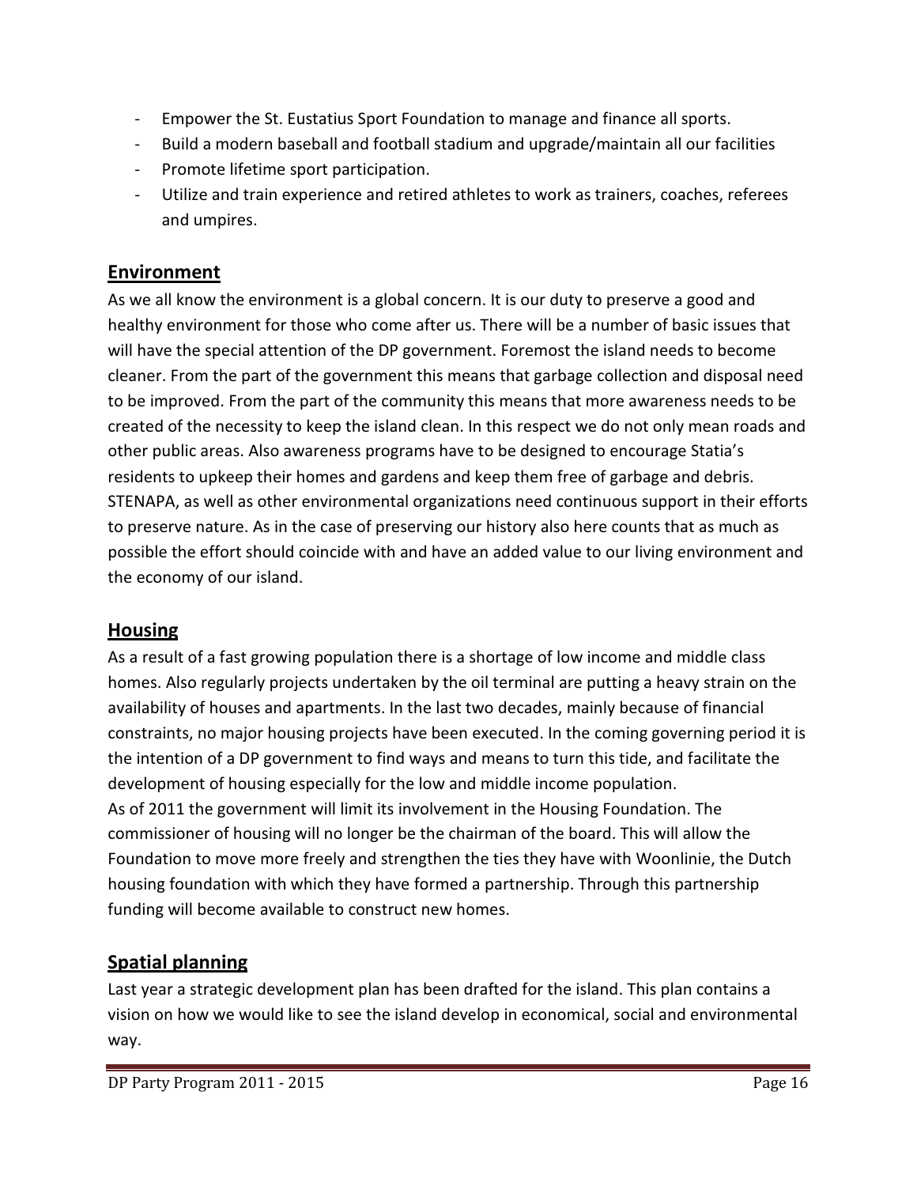- Empower the St. Eustatius Sport Foundation to manage and finance all sports.
- Build a modern baseball and football stadium and upgrade/maintain all our facilities
- Promote lifetime sport participation.
- Utilize and train experience and retired athletes to work as trainers, coaches, referees and umpires.

## Environment

As we all know the environment is a global concern. It is our duty to preserve a good and healthy environment for those who come after us. There will be a number of basic issues that will have the special attention of the DP government. Foremost the island needs to become cleaner. From the part of the government this means that garbage collection and disposal need to be improved. From the part of the community this means that more awareness needs to be created of the necessity to keep the island clean. In this respect we do not only mean roads and other public areas. Also awareness programs have to be designed to encourage Statia's residents to upkeep their homes and gardens and keep them free of garbage and debris. STENAPA, as well as other environmental organizations need continuous support in their efforts to preserve nature. As in the case of preserving our history also here counts that as much as possible the effort should coincide with and have an added value to our living environment and the economy of our island.

## Housing

As a result of a fast growing population there is a shortage of low income and middle class homes. Also regularly projects undertaken by the oil terminal are putting a heavy strain on the availability of houses and apartments. In the last two decades, mainly because of financial constraints, no major housing projects have been executed. In the coming governing period it is the intention of a DP government to find ways and means to turn this tide, and facilitate the development of housing especially for the low and middle income population.
As of 2011 the government will limit its involvement in the Housing Foundation. The commissioner of housing will no longer be the chairman of the board. This will allow the Foundation to move more freely and strengthen the ties they have with Woonlinie, the Dutch housing foundation with which they have formed a partnership. Through this partnership funding will become available to construct new homes.

## Spatial planning

Last year a strategic development plan has been drafted for the island. This plan contains a vision on how we would like to see the island develop in economical, social and environmental way.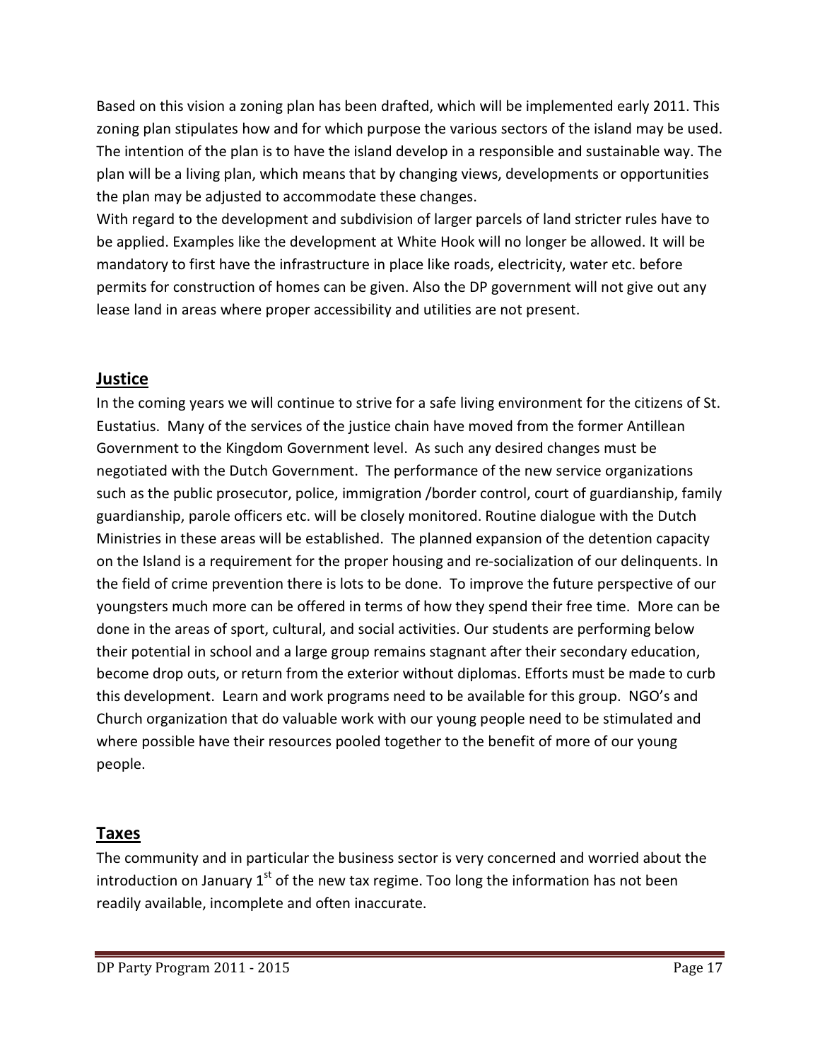Based on this vision a zoning plan has been drafted, which will be implemented early 2011. This zoning plan stipulates how and for which purpose the various sectors of the island may be used. The intention of the plan is to have the island develop in a responsible and sustainable way. The plan will be a living plan, which means that by changing views, developments or opportunities the plan may be adjusted to accommodate these changes.
With regard to the development and subdivision of larger parcels of land stricter rules have to be applied. Examples like the development at White Hook will no longer be allowed. It will be mandatory to first have the infrastructure in place like roads, electricity, water etc. before permits for construction of homes can be given. Also the DP government will not give out any lease land in areas where proper accessibility and utilities are not present.

## Justice

In the coming years we will continue to strive for a safe living environment for the citizens of St. Eustatius. Many of the services of the justice chain have moved from the former Antillean Government to the Kingdom Government level. As such any desired changes must be negotiated with the Dutch Government. The performance of the new service organizations such as the public prosecutor, police, immigration /border control, court of guardianship, family guardianship, parole officers etc. will be closely monitored. Routine dialogue with the Dutch Ministries in these areas will be established. The planned expansion of the detention capacity on the Island is a requirement for the proper housing and re-socialization of our delinquents. In the field of crime prevention there is lots to be done. To improve the future perspective of our youngsters much more can be offered in terms of how they spend their free time. More can be done in the areas of sport, cultural, and social activities. Our students are performing below their potential in school and a large group remains stagnant after their secondary education, become drop outs, or return from the exterior without diplomas. Efforts must be made to curb this development. Learn and work programs need to be available for this group. NGO's and Church organization that do valuable work with our young people need to be stimulated and where possible have their resources pooled together to the benefit of more of our young people.

## Taxes

The community and in particular the business sector is very concerned and worried about the introduction on January 1st of the new tax regime. Too long the information has not been readily available, incomplete and often inaccurate.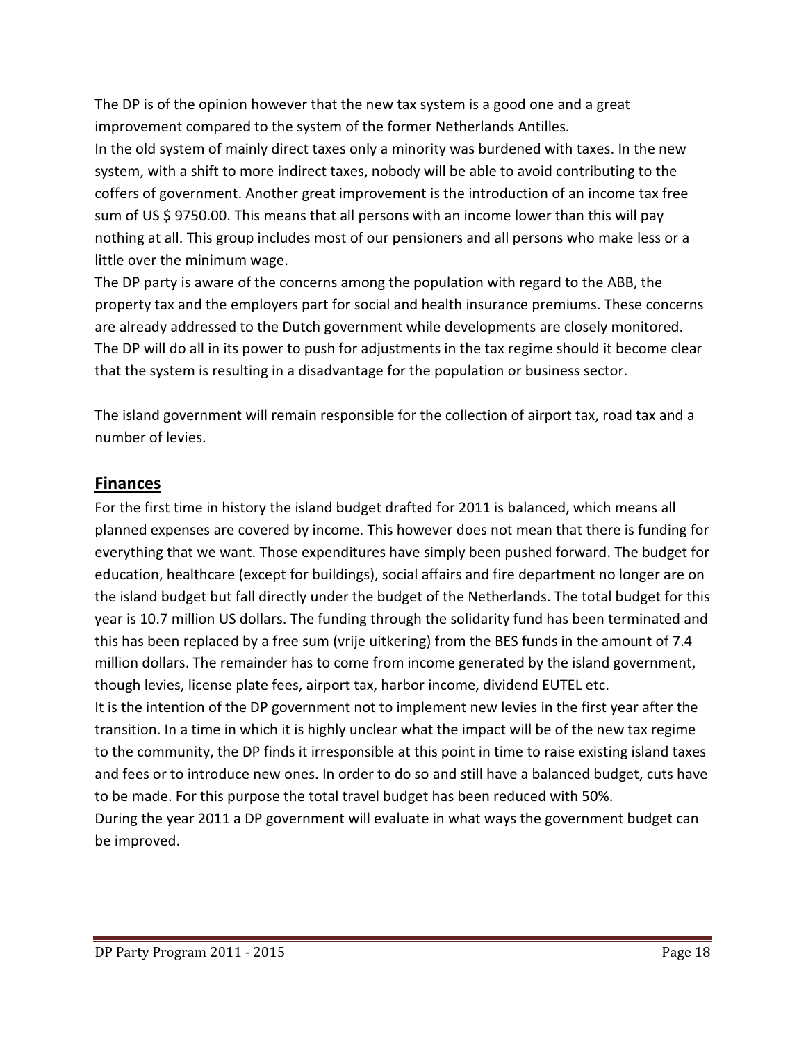The DP is of the opinion however that the new tax system is a good one and a great improvement compared to the system of the former Netherlands Antilles.
In the old system of mainly direct taxes only a minority was burdened with taxes. In the new system, with a shift to more indirect taxes, nobody will be able to avoid contributing to the coffers of government. Another great improvement is the introduction of an income tax free sum of US $ 9750.00. This means that all persons with an income lower than this will pay nothing at all. This group includes most of our pensioners and all persons who make less or a little over the minimum wage.
The DP party is aware of the concerns among the population with regard to the ABB, the property tax and the employers part for social and health insurance premiums. These concerns are already addressed to the Dutch government while developments are closely monitored. The DP will do all in its power to push for adjustments in the tax regime should it become clear that the system is resulting in a disadvantage for the population or business sector.

The island government will remain responsible for the collection of airport tax, road tax and a number of levies.

## Finances

For the first time in history the island budget drafted for 2011 is balanced, which means all planned expenses are covered by income. This however does not mean that there is funding for everything that we want. Those expenditures have simply been pushed forward. The budget for education, healthcare (except for buildings), social affairs and fire department no longer are on the island budget but fall directly under the budget of the Netherlands. The total budget for this year is 10.7 million US dollars. The funding through the solidarity fund has been terminated and this has been replaced by a free sum (vrije uitkering) from the BES funds in the amount of 7.4 million dollars. The remainder has to come from income generated by the island government, though levies, license plate fees, airport tax, harbor income, dividend EUTEL etc.
It is the intention of the DP government not to implement new levies in the first year after the transition. In a time in which it is highly unclear what the impact will be of the new tax regime to the community, the DP finds it irresponsible at this point in time to raise existing island taxes and fees or to introduce new ones. In order to do so and still have a balanced budget, cuts have to be made. For this purpose the total travel budget has been reduced with 50%.
During the year 2011 a DP government will evaluate in what ways the government budget can be improved.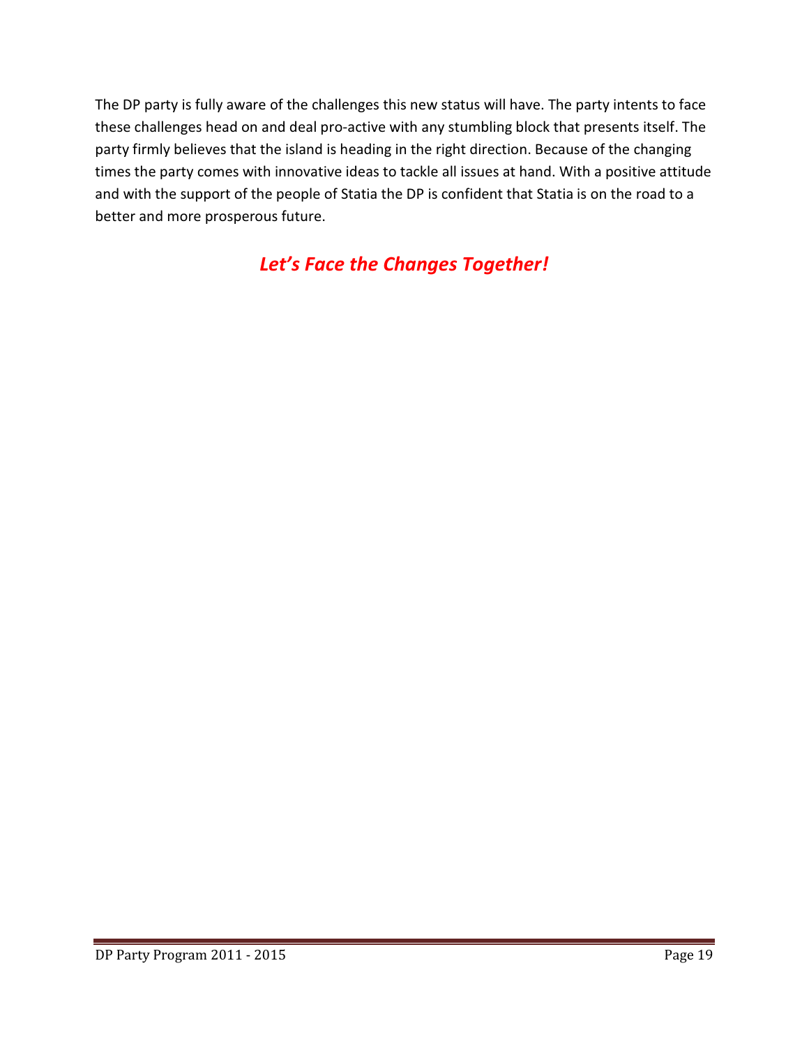The DP party is fully aware of the challenges this new status will have. The party intents to face these challenges head on and deal pro-active with any stumbling block that presents itself. The party firmly believes that the island is heading in the right direction. Because of the changing times the party comes with innovative ideas to tackle all issues at hand. With a positive attitude and with the support of the people of Statia the DP is confident that Statia is on the road to a better and more prosperous future.

***Let's Face the Changes Together!***